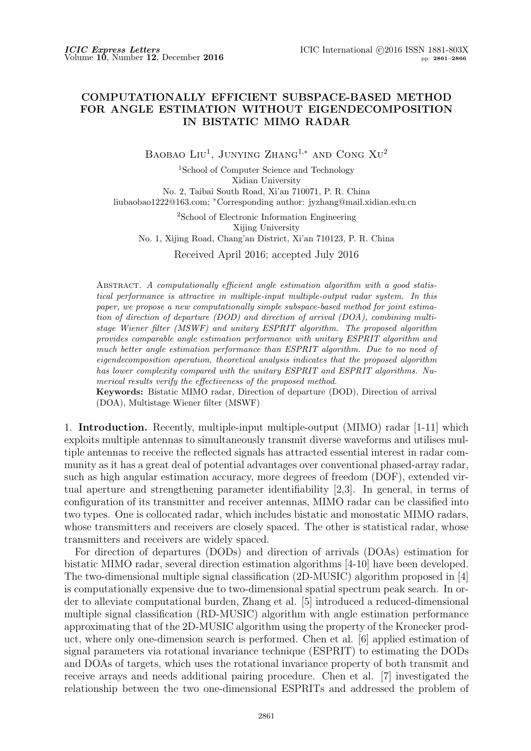# COMPUTATIONALLY EFFICIENT SUBSPACE-BASED METHOD FOR ANGLE ESTIMATION WITHOUT EIGENDECOMPOSITION IN BISTATIC MIMO RADAR

Baobao Liu[1], Junying Zhang[1,*] and Cong Xu[2]

[1]School of Computer Science and Technology
Xidian University
No. 2, Taibai South Road, Xi'an 710071, P. R. China
liubaobao1222@163.com; *Corresponding author: jyzhang@mail.xidian.edu.cn

[2]School of Electronic Information Engineering
Xijing University
No. 1, Xijing Road, Chang'an District, Xi'an 710123, P. R. China

Received April 2016; accepted July 2016

Abstract. *A computationally efficient angle estimation algorithm with a good statistical performance is attractive in multiple-input multiple-output radar system. In this paper, we propose a new computationally simple subspace-based method for joint estimation of direction of departure (DOD) and direction of arrival (DOA), combining multistage Wiener filter (MSWF) and unitary ESPRIT algorithm. The proposed algorithm provides comparable angle estimation performance with unitary ESPRIT algorithm and much better angle estimation performance than ESPRIT algorithm. Due to no need of eigendecomposition operation, theoretical analysis indicates that the proposed algorithm has lower complexity compared with the unitary ESPRIT and ESPRIT algorithms. Numerical results verify the effectiveness of the proposed method.*

**Keywords:** Bistatic MIMO radar, Direction of departure (DOD), Direction of arrival (DOA), Multistage Wiener filter (MSWF)

1. **Introduction.** Recently, multiple-input multiple-output (MIMO) radar [1-11] which exploits multiple antennas to simultaneously transmit diverse waveforms and utilises multiple antennas to receive the reflected signals has attracted essential interest in radar community as it has a great deal of potential advantages over conventional phased-array radar, such as high angular estimation accuracy, more degrees of freedom (DOF), extended virtual aperture and strengthening parameter identifiability [2,3]. In general, in terms of configuration of its transmitter and receiver antennas, MIMO radar can be classified into two types. One is collocated radar, which includes bistatic and monostatic MIMO radars, whose transmitters and receivers are closely spaced. The other is statistical radar, whose transmitters and receivers are widely spaced.

For direction of departures (DODs) and direction of arrivals (DOAs) estimation for bistatic MIMO radar, several direction estimation algorithms [4-10] have been developed. The two-dimensional multiple signal classification (2D-MUSIC) algorithm proposed in [4] is computationally expensive due to two-dimensional spatial spectrum peak search. In order to alleviate computational burden, Zhang et al. [5] introduced a reduced-dimensional multiple signal classification (RD-MUSIC) algorithm with angle estimation performance approximating that of the 2D-MUSIC algorithm using the property of the Kronecker product, where only one-dimension search is performed. Chen et al. [6] applied estimation of signal parameters via rotational invariance technique (ESPRIT) to estimating the DODs and DOAs of targets, which uses the rotational invariance property of both transmit and receive arrays and needs additional pairing procedure. Chen et al. [7] investigated the relationship between the two one-dimensional ESPRITs and addressed the problem of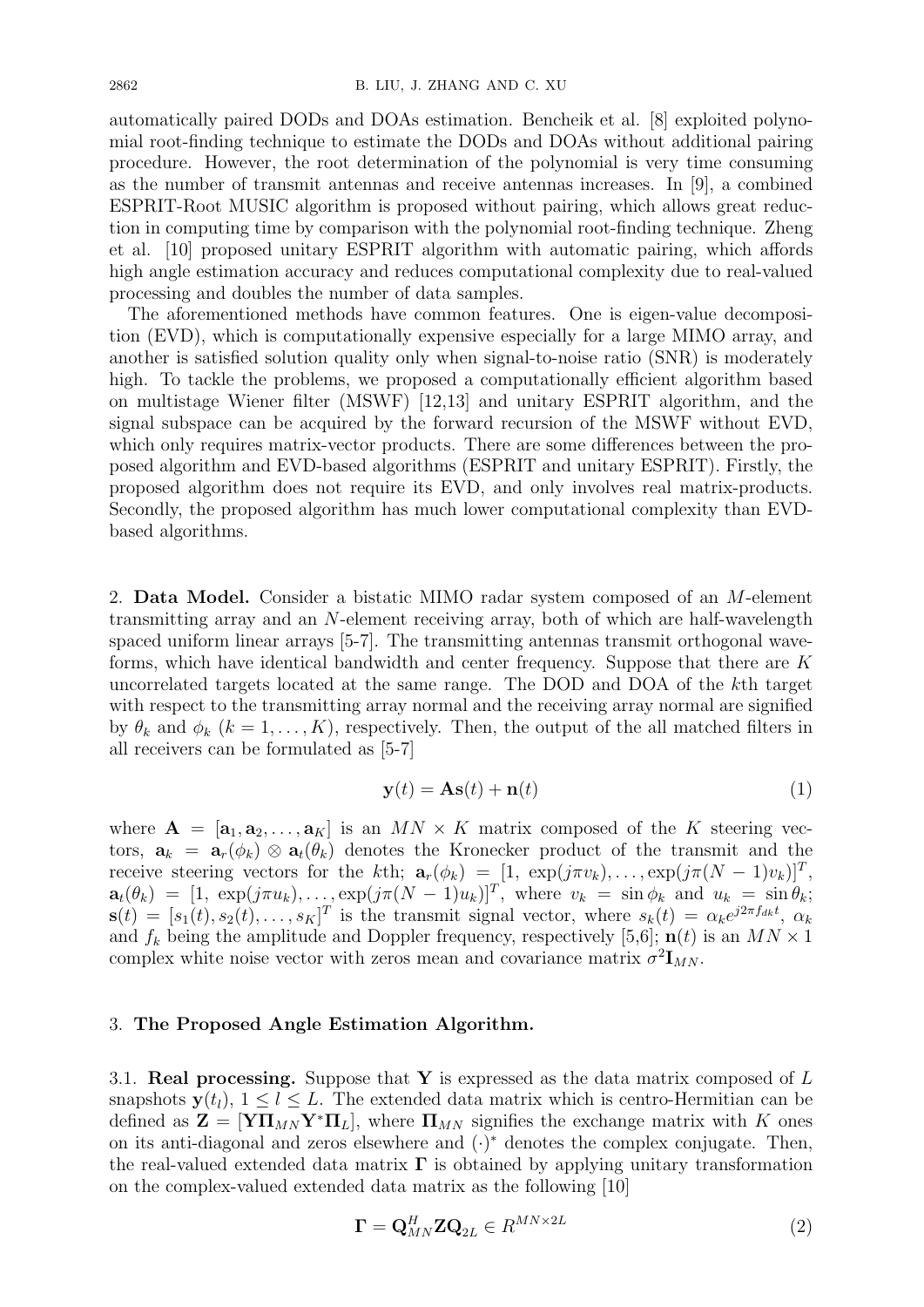automatically paired DODs and DOAs estimation. Bencheik et al. [8] exploited polynomial root-finding technique to estimate the DODs and DOAs without additional pairing procedure. However, the root determination of the polynomial is very time consuming as the number of transmit antennas and receive antennas increases. In [9], a combined ESPRIT-Root MUSIC algorithm is proposed without pairing, which allows great reduction in computing time by comparison with the polynomial root-finding technique. Zheng et al. [10] proposed unitary ESPRIT algorithm with automatic pairing, which affords high angle estimation accuracy and reduces computational complexity due to real-valued processing and doubles the number of data samples.

The aforementioned methods have common features. One is eigen-value decomposition (EVD), which is computationally expensive especially for a large MIMO array, and another is satisfied solution quality only when signal-to-noise ratio (SNR) is moderately high. To tackle the problems, we proposed a computationally efficient algorithm based on multistage Wiener filter (MSWF) [12,13] and unitary ESPRIT algorithm, and the signal subspace can be acquired by the forward recursion of the MSWF without EVD, which only requires matrix-vector products. There are some differences between the proposed algorithm and EVD-based algorithms (ESPRIT and unitary ESPRIT). Firstly, the proposed algorithm does not require its EVD, and only involves real matrix-products. Secondly, the proposed algorithm has much lower computational complexity than EVD-based algorithms.

## 2. Data Model.

Consider a bistatic MIMO radar system composed of an $M$-element transmitting array and an $N$-element receiving array, both of which are half-wavelength spaced uniform linear arrays [5-7]. The transmitting antennas transmit orthogonal waveforms, which have identical bandwidth and center frequency. Suppose that there are $K$ uncorrelated targets located at the same range. The DOD and DOA of the $k$th target with respect to the transmitting array normal and the receiving array normal are signified by $\theta_k$ and $\phi_k$ $(k = 1, \ldots, K)$, respectively. Then, the output of the all matched filters in all receivers can be formulated as [5-7]

$$\mathbf{y}(t) = \mathbf{A}\mathbf{s}(t) + \mathbf{n}(t) \tag{1}$$

where $\mathbf{A} = [\mathbf{a}_1, \mathbf{a}_2, \ldots, \mathbf{a}_K]$ is an $MN \times K$ matrix composed of the $K$ steering vectors, $\mathbf{a}_k = \mathbf{a}_r(\phi_k) \otimes \mathbf{a}_t(\theta_k)$ denotes the Kronecker product of the transmit and the receive steering vectors for the $k$th; $\mathbf{a}_r(\phi_k) = [1,\ \exp(j\pi v_k), \ldots, \exp(j\pi(N-1)v_k)]^T$, $\mathbf{a}_t(\theta_k) = [1,\ \exp(j\pi u_k), \ldots, \exp(j\pi(N-1)u_k)]^T$, where $v_k = \sin\phi_k$ and $u_k = \sin\theta_k$; $\mathbf{s}(t) = [s_1(t), s_2(t), \ldots, s_K]^T$ is the transmit signal vector, where $s_k(t) = \alpha_k e^{j2\pi f_{dk} t}$, $\alpha_k$ and $f_k$ being the amplitude and Doppler frequency, respectively [5,6]; $\mathbf{n}(t)$ is an $MN \times 1$ complex white noise vector with zeros mean and covariance matrix $\sigma^2 \mathbf{I}_{MN}$.

## 3. The Proposed Angle Estimation Algorithm.

### 3.1. Real processing.

Suppose that $\mathbf{Y}$ is expressed as the data matrix composed of $L$ snapshots $\mathbf{y}(t_l)$, $1 \le l \le L$. The extended data matrix which is centro-Hermitian can be defined as $\mathbf{Z} = [\mathbf{Y}\mathbf{\Pi}_{MN}\mathbf{Y}^*\mathbf{\Pi}_L]$, where $\mathbf{\Pi}_{MN}$ signifies the exchange matrix with $K$ ones on its anti-diagonal and zeros elsewhere and $(\cdot)^*$ denotes the complex conjugate. Then, the real-valued extended data matrix $\mathbf{\Gamma}$ is obtained by applying unitary transformation on the complex-valued extended data matrix as the following [10]

$$\mathbf{\Gamma} = \mathbf{Q}_{MN}^H \mathbf{Z} \mathbf{Q}_{2L} \in R^{MN \times 2L} \tag{2}$$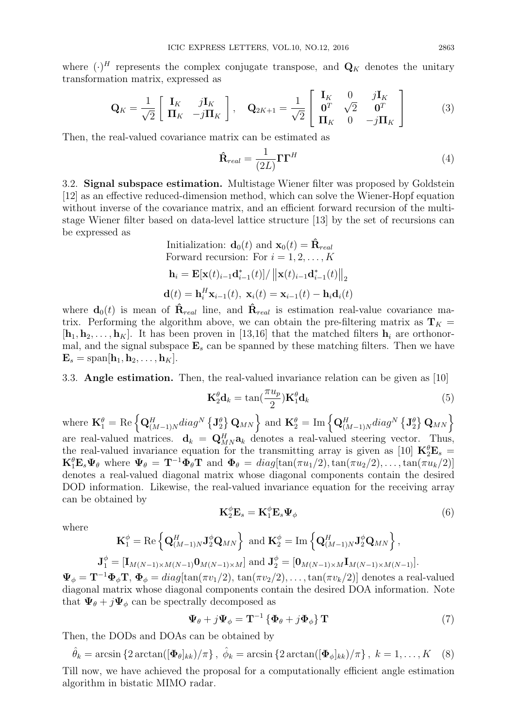where $(\cdot)^H$ represents the complex conjugate transpose, and $\mathbf{Q}_K$ denotes the unitary transformation matrix, expressed as

$$\mathbf{Q}_K = \frac{1}{\sqrt{2}}\begin{bmatrix} \mathbf{I}_K & j\mathbf{I}_K \\ \mathbf{\Pi}_K & -j\mathbf{\Pi}_K \end{bmatrix}, \quad \mathbf{Q}_{2K+1} = \frac{1}{\sqrt{2}}\begin{bmatrix} \mathbf{I}_K & 0 & j\mathbf{I}_K \\ \mathbf{0}^T & \sqrt{2} & \mathbf{0}^T \\ \mathbf{\Pi}_K & 0 & -j\mathbf{\Pi}_K \end{bmatrix} \tag{3}$$

Then, the real-valued covariance matrix can be estimated as

$$\hat{\mathbf{R}}_{real} = \frac{1}{(2L)}\mathbf{\Gamma}\mathbf{\Gamma}^H \tag{4}$$

3.2. **Signal subspace estimation.** Multistage Wiener filter was proposed by Goldstein [12] as an effective reduced-dimension method, which can solve the Wiener-Hopf equation without inverse of the covariance matrix, and an efficient forward recursion of the multistage Wiener filter based on data-level lattice structure [13] by the set of recursions can be expressed as

$$\begin{gathered} \text{Initialization: } \mathbf{d}_0(t) \text{ and } \mathbf{x}_0(t) = \hat{\mathbf{R}}_{real} \\ \text{Forward recursion: For } i = 1, 2, \ldots, K \\ \mathbf{h}_i = \mathbf{E}[\mathbf{x}(t)_{i-1}\mathbf{d}^*_{i-1}(t)] / \left\|\mathbf{x}(t)_{i-1}\mathbf{d}^*_{i-1}(t)\right\|_2 \\ \mathbf{d}(t) = \mathbf{h}_i^H\mathbf{x}_{i-1}(t),\ \mathbf{x}_i(t) = \mathbf{x}_{i-1}(t) - \mathbf{h}_i\mathbf{d}_i(t) \end{gathered}$$

where $\mathbf{d}_0(t)$ is mean of $\hat{\mathbf{R}}_{real}$ line, and $\hat{\mathbf{R}}_{real}$ is estimation real-value covariance matrix. Performing the algorithm above, we can obtain the pre-filtering matrix as $\mathbf{T}_K = [\mathbf{h}_1, \mathbf{h}_2, \ldots, \mathbf{h}_K]$. It has been proven in [13,16] that the matched filters $\mathbf{h}_i$ are orthonormal, and the signal subspace $\mathbf{E}_s$ can be spanned by these matching filters. Then we have $\mathbf{E}_s = \text{span}[\mathbf{h}_1, \mathbf{h}_2, \ldots, \mathbf{h}_K]$.

3.3. **Angle estimation.** Then, the real-valued invariance relation can be given as [10]

$$\mathbf{K}_2^\theta \mathbf{d}_k = \tan\left(\frac{\pi u_p}{2}\right)\mathbf{K}_1^\theta \mathbf{d}_k \tag{5}$$

where $\mathbf{K}_1^\theta = \text{Re}\left\{\mathbf{Q}_{(M-1)N}^H diag^N\left\{\mathbf{J}_2^\theta\right\}\mathbf{Q}_{MN}\right\}$ and $\mathbf{K}_2^\theta = \text{Im}\left\{\mathbf{Q}_{(M-1)N}^H diag^N\left\{\mathbf{J}_2^\theta\right\}\mathbf{Q}_{MN}\right\}$ are real-valued matrices. $\mathbf{d}_k = \mathbf{Q}_{MN}^H\mathbf{a}_k$ denotes a real-valued steering vector. Thus, the real-valued invariance equation for the transmitting array is given as [10] $\mathbf{K}_2^\theta\mathbf{E}_s = \mathbf{K}_1^\theta\mathbf{E}_s\mathbf{\Psi}_\theta$ where $\mathbf{\Psi}_\theta = \mathbf{T}^{-1}\mathbf{\Phi}_\theta\mathbf{T}$ and $\mathbf{\Phi}_\theta = diag[\tan(\pi u_1/2), \tan(\pi u_2/2), \ldots, \tan(\pi u_k/2)]$ denotes a real-valued diagonal matrix whose diagonal components contain the desired DOD information. Likewise, the real-valued invariance equation for the receiving array can be obtained by

$$\mathbf{K}_2^\phi\mathbf{E}_s = \mathbf{K}_1^\phi\mathbf{E}_s\mathbf{\Psi}_\phi \tag{6}$$

where

$$\mathbf{K}_1^\phi = \text{Re}\left\{\mathbf{Q}_{(M-1)N}^H\mathbf{J}_2^\phi\mathbf{Q}_{MN}\right\} \text{ and } \mathbf{K}_2^\phi = \text{Im}\left\{\mathbf{Q}_{(M-1)N}^H\mathbf{J}_2^\phi\mathbf{Q}_{MN}\right\},$$

$$\mathbf{J}_1^\phi = [\mathbf{I}_{M(N-1)\times M(N-1)}\mathbf{0}_{M(N-1)\times M}] \text{ and } \mathbf{J}_2^\phi = [\mathbf{0}_{M(N-1)\times M}\mathbf{I}_{M(N-1)\times M(N-1)}].$$

$\mathbf{\Psi}_\phi = \mathbf{T}^{-1}\mathbf{\Phi}_\phi\mathbf{T}$, $\mathbf{\Phi}_\phi = diag[\tan(\pi v_1/2), \tan(\pi v_2/2), \ldots, \tan(\pi v_k/2)]$ denotes a real-valued diagonal matrix whose diagonal components contain the desired DOA information. Note that $\mathbf{\Psi}_\theta + j\mathbf{\Psi}_\phi$ can be spectrally decomposed as

$$\mathbf{\Psi}_\theta + j\mathbf{\Psi}_\phi = \mathbf{T}^{-1}\left\{\mathbf{\Phi}_\theta + j\mathbf{\Phi}_\phi\right\}\mathbf{T} \tag{7}$$

Then, the DODs and DOAs can be obtained by

$$\hat{\theta}_k = \arcsin\left\{2\arctan([\mathbf{\Phi}_\theta]_{kk})/\pi\right\},\ \hat{\phi}_k = \arcsin\left\{2\arctan([\mathbf{\Phi}_\phi]_{kk})/\pi\right\},\ k = 1, \ldots, K \tag{8}$$

Till now, we have achieved the proposal for a computationally efficient angle estimation algorithm in bistatic MIMO radar.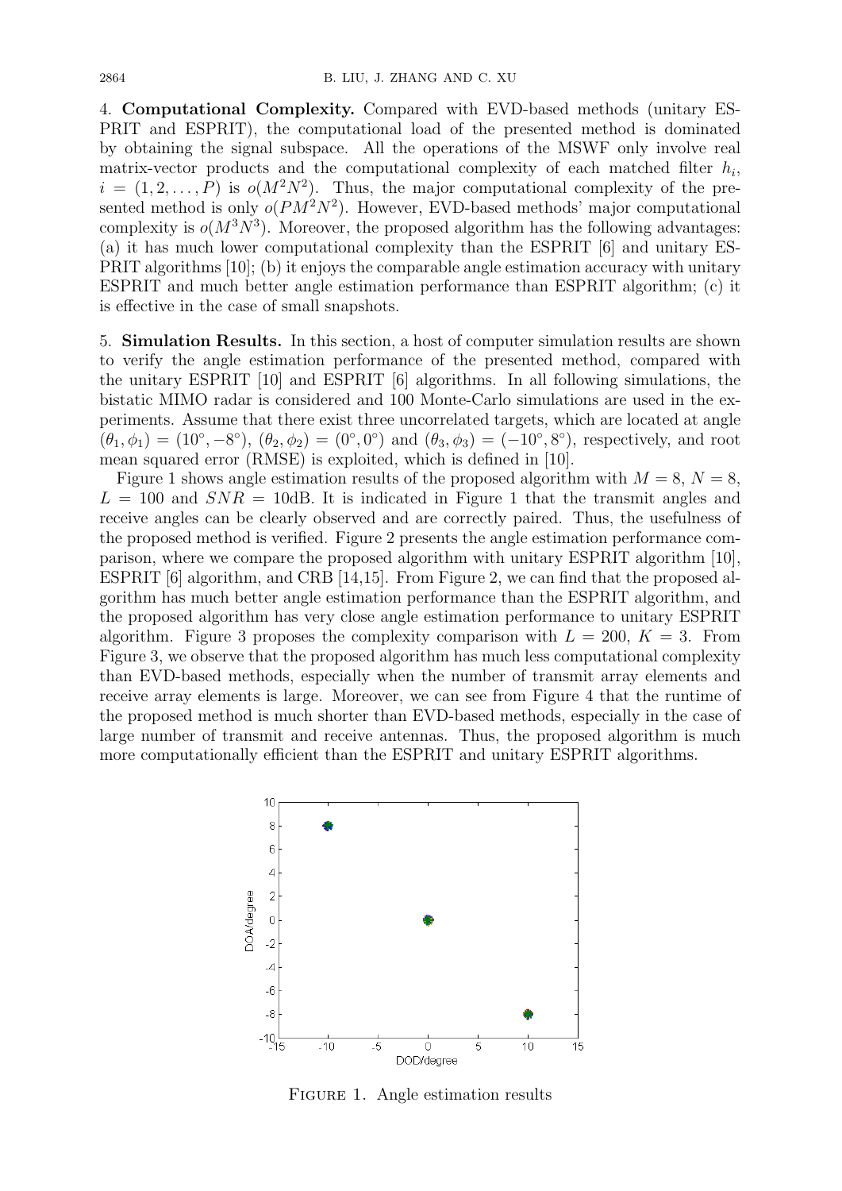4. **Computational Complexity.** Compared with EVD-based methods (unitary ESPRIT and ESPRIT), the computational load of the presented method is dominated by obtaining the signal subspace. All the operations of the MSWF only involve real matrix-vector products and the computational complexity of each matched filter $h_i$, $i = (1, 2, \ldots, P)$ is $o(M^2N^2)$. Thus, the major computational complexity of the presented method is only $o(PM^2N^2)$. However, EVD-based methods' major computational complexity is $o(M^3N^3)$. Moreover, the proposed algorithm has the following advantages: (a) it has much lower computational complexity than the ESPRIT [6] and unitary ESPRIT algorithms [10]; (b) it enjoys the comparable angle estimation accuracy with unitary ESPRIT and much better angle estimation performance than ESPRIT algorithm; (c) it is effective in the case of small snapshots.

5. **Simulation Results.** In this section, a host of computer simulation results are shown to verify the angle estimation performance of the presented method, compared with the unitary ESPRIT [10] and ESPRIT [6] algorithms. In all following simulations, the bistatic MIMO radar is considered and 100 Monte-Carlo simulations are used in the experiments. Assume that there exist three uncorrelated targets, which are located at angle $(\theta_1, \phi_1) = (10^\circ, -8^\circ)$, $(\theta_2, \phi_2) = (0^\circ, 0^\circ)$ and $(\theta_3, \phi_3) = (-10^\circ, 8^\circ)$, respectively, and root mean squared error (RMSE) is exploited, which is defined in [10].

Figure 1 shows angle estimation results of the proposed algorithm with $M = 8$, $N = 8$, $L = 100$ and $SNR = 10$dB. It is indicated in Figure 1 that the transmit angles and receive angles can be clearly observed and are correctly paired. Thus, the usefulness of the proposed method is verified. Figure 2 presents the angle estimation performance comparison, where we compare the proposed algorithm with unitary ESPRIT algorithm [10], ESPRIT [6] algorithm, and CRB [14,15]. From Figure 2, we can find that the proposed algorithm has much better angle estimation performance than the ESPRIT algorithm, and the proposed algorithm has very close angle estimation performance to unitary ESPRIT algorithm. Figure 3 proposes the complexity comparison with $L = 200$, $K = 3$. From Figure 3, we observe that the proposed algorithm has much less computational complexity than EVD-based methods, especially when the number of transmit array elements and receive array elements is large. Moreover, we can see from Figure 4 that the runtime of the proposed method is much shorter than EVD-based methods, especially in the case of large number of transmit and receive antennas. Thus, the proposed algorithm is much more computationally efficient than the ESPRIT and unitary ESPRIT algorithms.

Figure 1. Angle estimation results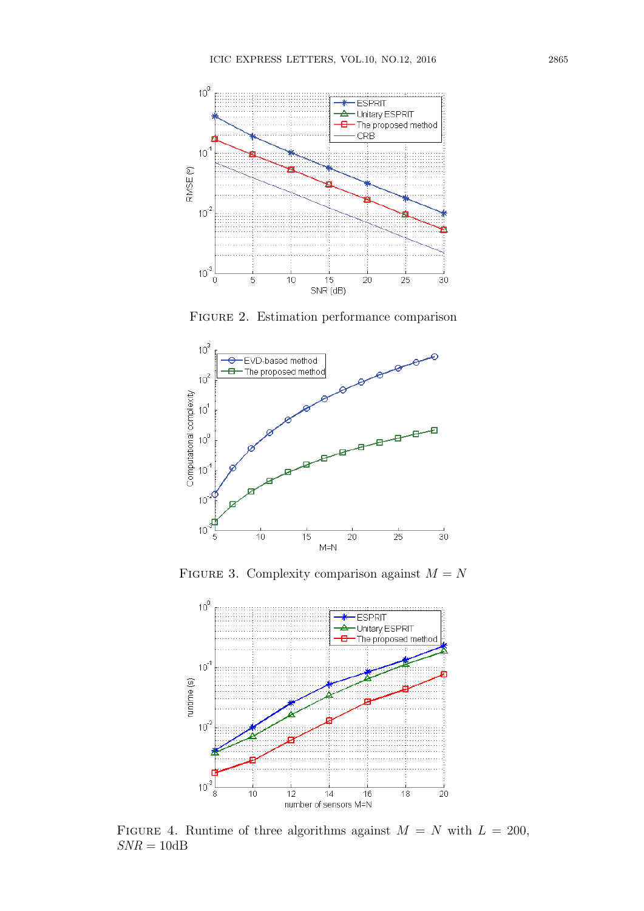FIGURE 2. Estimation performance comparison

FIGURE 3. Complexity comparison against $M = N$

FIGURE 4. Runtime of three algorithms against $M = N$ with $L = 200$, $SNR = 10\text{dB}$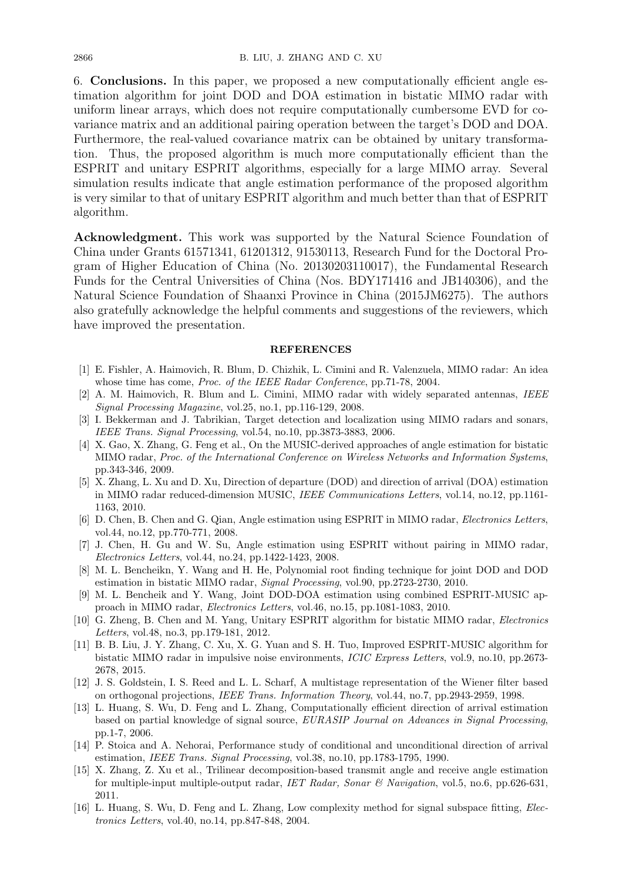6. **Conclusions.** In this paper, we proposed a new computationally efficient angle estimation algorithm for joint DOD and DOA estimation in bistatic MIMO radar with uniform linear arrays, which does not require computationally cumbersome EVD for covariance matrix and an additional pairing operation between the target's DOD and DOA. Furthermore, the real-valued covariance matrix can be obtained by unitary transformation. Thus, the proposed algorithm is much more computationally efficient than the ESPRIT and unitary ESPRIT algorithms, especially for a large MIMO array. Several simulation results indicate that angle estimation performance of the proposed algorithm is very similar to that of unitary ESPRIT algorithm and much better than that of ESPRIT algorithm.

**Acknowledgment.** This work was supported by the Natural Science Foundation of China under Grants 61571341, 61201312, 91530113, Research Fund for the Doctoral Program of Higher Education of China (No. 20130203110017), the Fundamental Research Funds for the Central Universities of China (Nos. BDY171416 and JB140306), and the Natural Science Foundation of Shaanxi Province in China (2015JM6275). The authors also gratefully acknowledge the helpful comments and suggestions of the reviewers, which have improved the presentation.

## REFERENCES

[1] E. Fishler, A. Haimovich, R. Blum, D. Chizhik, L. Cimini and R. Valenzuela, MIMO radar: An idea whose time has come, *Proc. of the IEEE Radar Conference*, pp.71-78, 2004.

[2] A. M. Haimovich, R. Blum and L. Cimini, MIMO radar with widely separated antennas, *IEEE Signal Processing Magazine*, vol.25, no.1, pp.116-129, 2008.

[3] I. Bekkerman and J. Tabrikian, Target detection and localization using MIMO radars and sonars, *IEEE Trans. Signal Processing*, vol.54, no.10, pp.3873-3883, 2006.

[4] X. Gao, X. Zhang, G. Feng et al., On the MUSIC-derived approaches of angle estimation for bistatic MIMO radar, *Proc. of the International Conference on Wireless Networks and Information Systems*, pp.343-346, 2009.

[5] X. Zhang, L. Xu and D. Xu, Direction of departure (DOD) and direction of arrival (DOA) estimation in MIMO radar reduced-dimension MUSIC, *IEEE Communications Letters*, vol.14, no.12, pp.1161-1163, 2010.

[6] D. Chen, B. Chen and G. Qian, Angle estimation using ESPRIT in MIMO radar, *Electronics Letters*, vol.44, no.12, pp.770-771, 2008.

[7] J. Chen, H. Gu and W. Su, Angle estimation using ESPRIT without pairing in MIMO radar, *Electronics Letters*, vol.44, no.24, pp.1422-1423, 2008.

[8] M. L. Bencheikn, Y. Wang and H. He, Polynomial root finding technique for joint DOD and DOD estimation in bistatic MIMO radar, *Signal Processing*, vol.90, pp.2723-2730, 2010.

[9] M. L. Bencheik and Y. Wang, Joint DOD-DOA estimation using combined ESPRIT-MUSIC approach in MIMO radar, *Electronics Letters*, vol.46, no.15, pp.1081-1083, 2010.

[10] G. Zheng, B. Chen and M. Yang, Unitary ESPRIT algorithm for bistatic MIMO radar, *Electronics Letters*, vol.48, no.3, pp.179-181, 2012.

[11] B. B. Liu, J. Y. Zhang, C. Xu, X. G. Yuan and S. H. Tuo, Improved ESPRIT-MUSIC algorithm for bistatic MIMO radar in impulsive noise environments, *ICIC Express Letters*, vol.9, no.10, pp.2673-2678, 2015.

[12] J. S. Goldstein, I. S. Reed and L. L. Scharf, A multistage representation of the Wiener filter based on orthogonal projections, *IEEE Trans. Information Theory*, vol.44, no.7, pp.2943-2959, 1998.

[13] L. Huang, S. Wu, D. Feng and L. Zhang, Computationally efficient direction of arrival estimation based on partial knowledge of signal source, *EURASIP Journal on Advances in Signal Processing*, pp.1-7, 2006.

[14] P. Stoica and A. Nehorai, Performance study of conditional and unconditional direction of arrival estimation, *IEEE Trans. Signal Processing*, vol.38, no.10, pp.1783-1795, 1990.

[15] X. Zhang, Z. Xu et al., Trilinear decomposition-based transmit angle and receive angle estimation for multiple-input multiple-output radar, *IET Radar, Sonar & Navigation*, vol.5, no.6, pp.626-631, 2011.

[16] L. Huang, S. Wu, D. Feng and L. Zhang, Low complexity method for signal subspace fitting, *Electronics Letters*, vol.40, no.14, pp.847-848, 2004.